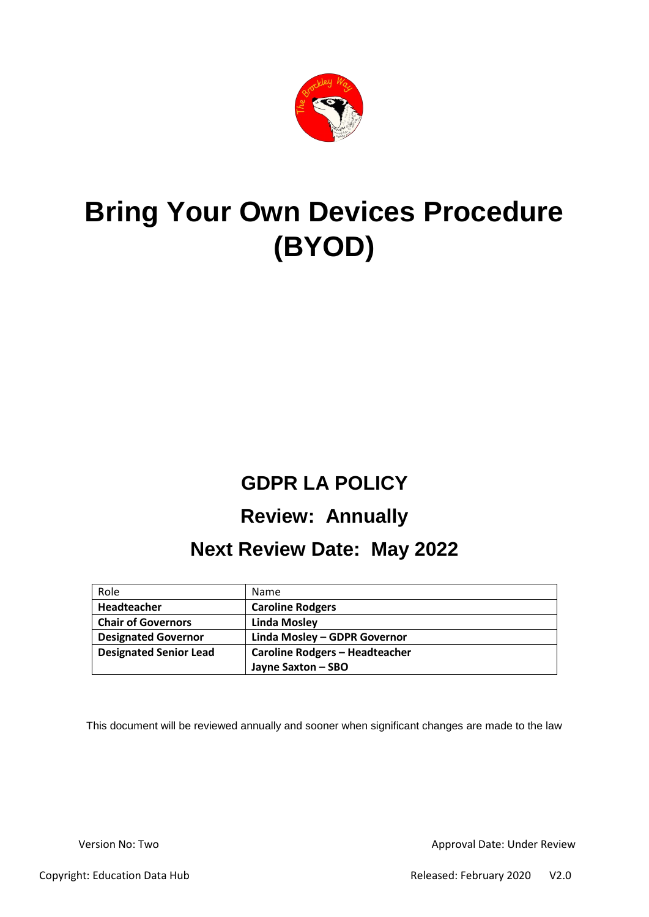# Bring Your Own Devices Procedure (BYOD)

## GDPR LA POLICY

## Review: Annually

## Next Review Date: May 2022

| Role | Name |
|---|---|
| **Headteacher** | **Caroline Rodgers** |
| **Chair of Governors** | **Linda Mosley** |
| **Designated Governor** | **Linda Mosley – GDPR Governor** |
| **Designated Senior Lead** | **Caroline Rodgers – Headteacher**<br>**Jayne Saxton – SBO** |

This document will be reviewed annually and sooner when significant changes are made to the law

Version No: Two

Approval Date: Under Review

Copyright: Education Data Hub

Released: February 2020 V2.0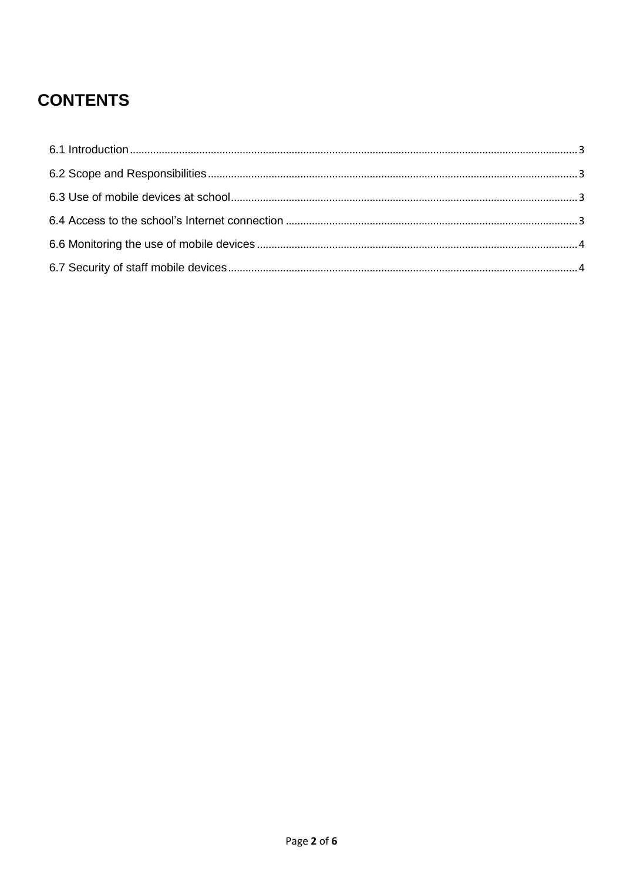# CONTENTS

6.1 Introduction ........................................................................ 3

6.2 Scope and Responsibilities ........................................................ 3

6.3 Use of mobile devices at school ................................................ 3

6.4 Access to the school's Internet connection ................................. 3

6.6 Monitoring the use of mobile devices ......................................... 4

6.7 Security of staff mobile devices ................................................. 4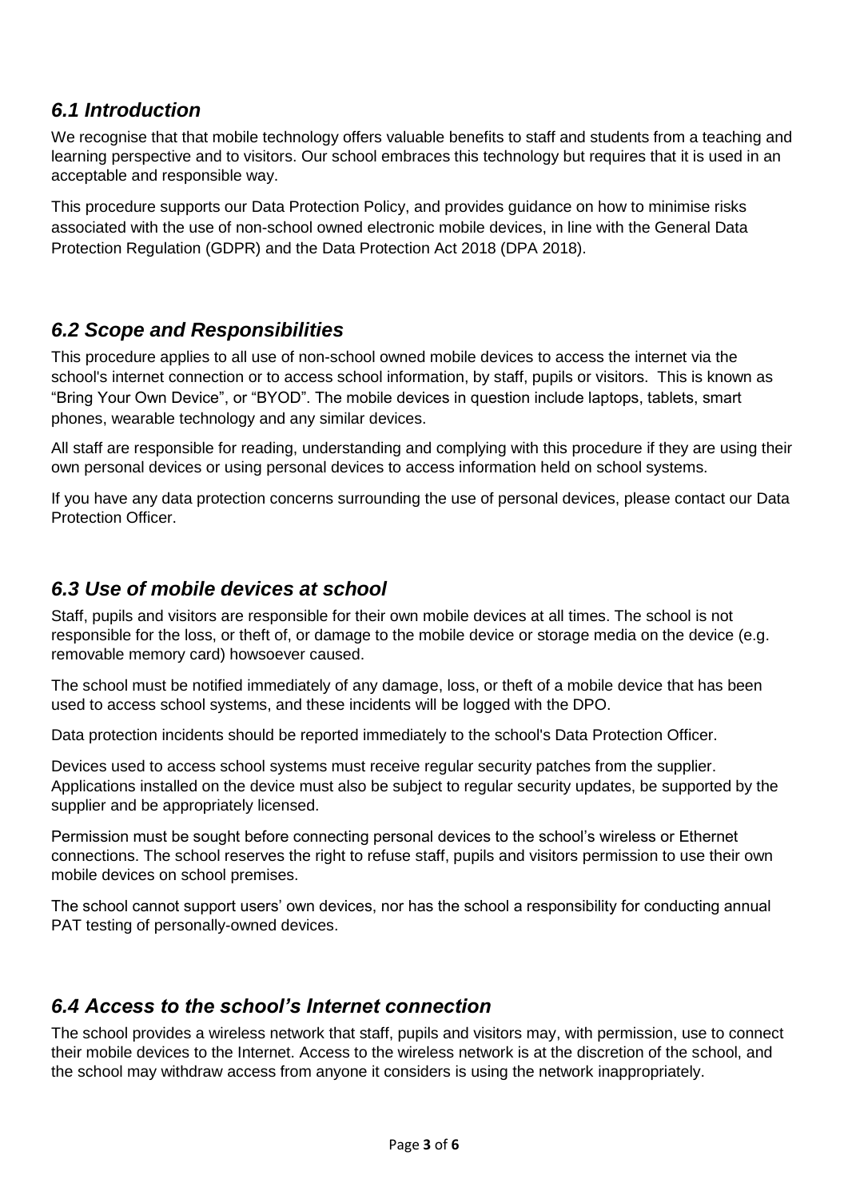## *6.1 Introduction*

We recognise that that mobile technology offers valuable benefits to staff and students from a teaching and learning perspective and to visitors. Our school embraces this technology but requires that it is used in an acceptable and responsible way.

This procedure supports our Data Protection Policy, and provides guidance on how to minimise risks associated with the use of non-school owned electronic mobile devices, in line with the General Data Protection Regulation (GDPR) and the Data Protection Act 2018 (DPA 2018).

## *6.2 Scope and Responsibilities*

This procedure applies to all use of non-school owned mobile devices to access the internet via the school's internet connection or to access school information, by staff, pupils or visitors. This is known as "Bring Your Own Device", or "BYOD". The mobile devices in question include laptops, tablets, smart phones, wearable technology and any similar devices.

All staff are responsible for reading, understanding and complying with this procedure if they are using their own personal devices or using personal devices to access information held on school systems.

If you have any data protection concerns surrounding the use of personal devices, please contact our Data Protection Officer.

## *6.3 Use of mobile devices at school*

Staff, pupils and visitors are responsible for their own mobile devices at all times. The school is not responsible for the loss, or theft of, or damage to the mobile device or storage media on the device (e.g. removable memory card) howsoever caused.

The school must be notified immediately of any damage, loss, or theft of a mobile device that has been used to access school systems, and these incidents will be logged with the DPO.

Data protection incidents should be reported immediately to the school's Data Protection Officer.

Devices used to access school systems must receive regular security patches from the supplier. Applications installed on the device must also be subject to regular security updates, be supported by the supplier and be appropriately licensed.

Permission must be sought before connecting personal devices to the school's wireless or Ethernet connections. The school reserves the right to refuse staff, pupils and visitors permission to use their own mobile devices on school premises.

The school cannot support users' own devices, nor has the school a responsibility for conducting annual PAT testing of personally-owned devices.

## *6.4 Access to the school's Internet connection*

The school provides a wireless network that staff, pupils and visitors may, with permission, use to connect their mobile devices to the Internet. Access to the wireless network is at the discretion of the school, and the school may withdraw access from anyone it considers is using the network inappropriately.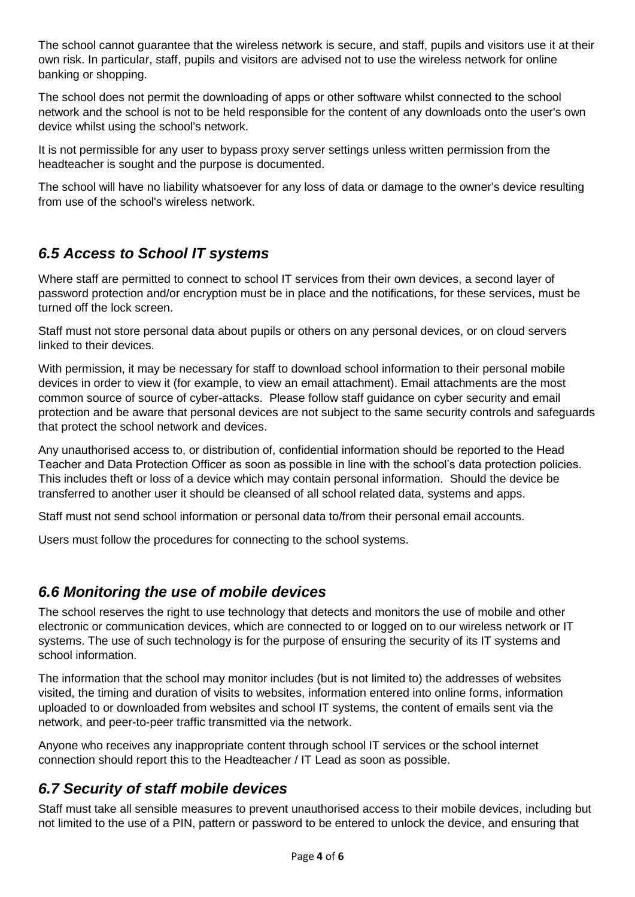The school cannot guarantee that the wireless network is secure, and staff, pupils and visitors use it at their own risk. In particular, staff, pupils and visitors are advised not to use the wireless network for online banking or shopping.

The school does not permit the downloading of apps or other software whilst connected to the school network and the school is not to be held responsible for the content of any downloads onto the user's own device whilst using the school's network.

It is not permissible for any user to bypass proxy server settings unless written permission from the headteacher is sought and the purpose is documented.

The school will have no liability whatsoever for any loss of data or damage to the owner's device resulting from use of the school's wireless network.

## *6.5 Access to School IT systems*

Where staff are permitted to connect to school IT services from their own devices, a second layer of password protection and/or encryption must be in place and the notifications, for these services, must be turned off the lock screen.

Staff must not store personal data about pupils or others on any personal devices, or on cloud servers linked to their devices.

With permission, it may be necessary for staff to download school information to their personal mobile devices in order to view it (for example, to view an email attachment). Email attachments are the most common source of source of cyber-attacks. Please follow staff guidance on cyber security and email protection and be aware that personal devices are not subject to the same security controls and safeguards that protect the school network and devices.

Any unauthorised access to, or distribution of, confidential information should be reported to the Head Teacher and Data Protection Officer as soon as possible in line with the school's data protection policies. This includes theft or loss of a device which may contain personal information. Should the device be transferred to another user it should be cleansed of all school related data, systems and apps.

Staff must not send school information or personal data to/from their personal email accounts.

Users must follow the procedures for connecting to the school systems.

## *6.6 Monitoring the use of mobile devices*

The school reserves the right to use technology that detects and monitors the use of mobile and other electronic or communication devices, which are connected to or logged on to our wireless network or IT systems. The use of such technology is for the purpose of ensuring the security of its IT systems and school information.

The information that the school may monitor includes (but is not limited to) the addresses of websites visited, the timing and duration of visits to websites, information entered into online forms, information uploaded to or downloaded from websites and school IT systems, the content of emails sent via the network, and peer-to-peer traffic transmitted via the network.

Anyone who receives any inappropriate content through school IT services or the school internet connection should report this to the Headteacher / IT Lead as soon as possible.

## *6.7 Security of staff mobile devices*

Staff must take all sensible measures to prevent unauthorised access to their mobile devices, including but not limited to the use of a PIN, pattern or password to be entered to unlock the device, and ensuring that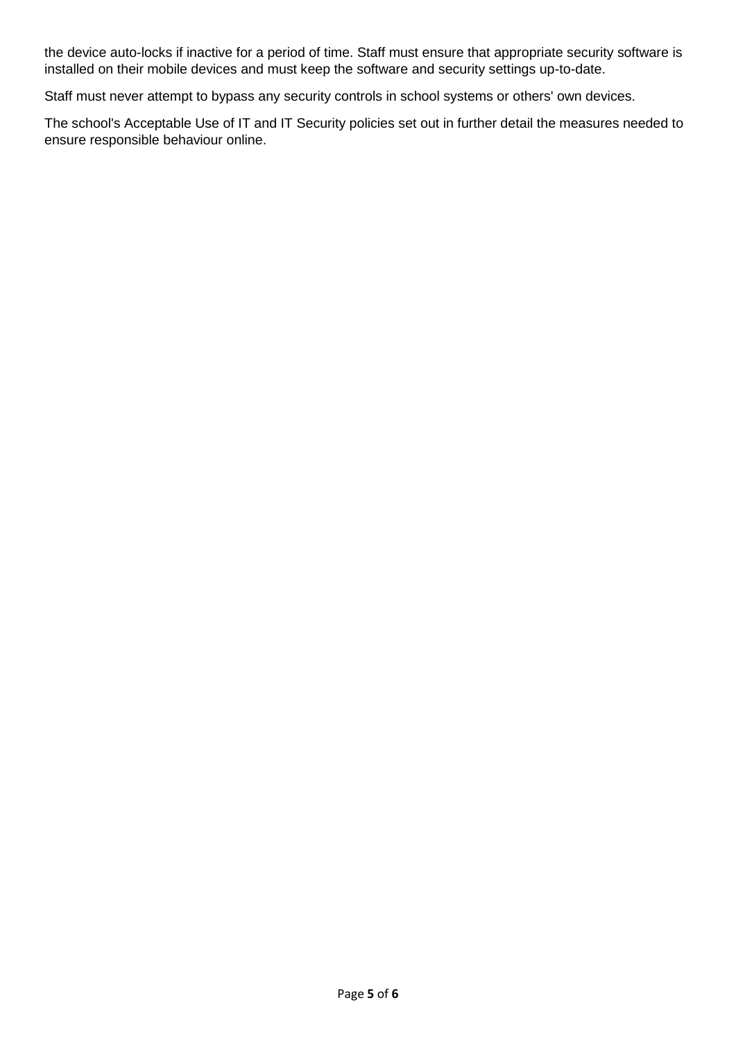the device auto-locks if inactive for a period of time. Staff must ensure that appropriate security software is installed on their mobile devices and must keep the software and security settings up-to-date.

Staff must never attempt to bypass any security controls in school systems or others' own devices.

The school's Acceptable Use of IT and IT Security policies set out in further detail the measures needed to ensure responsible behaviour online.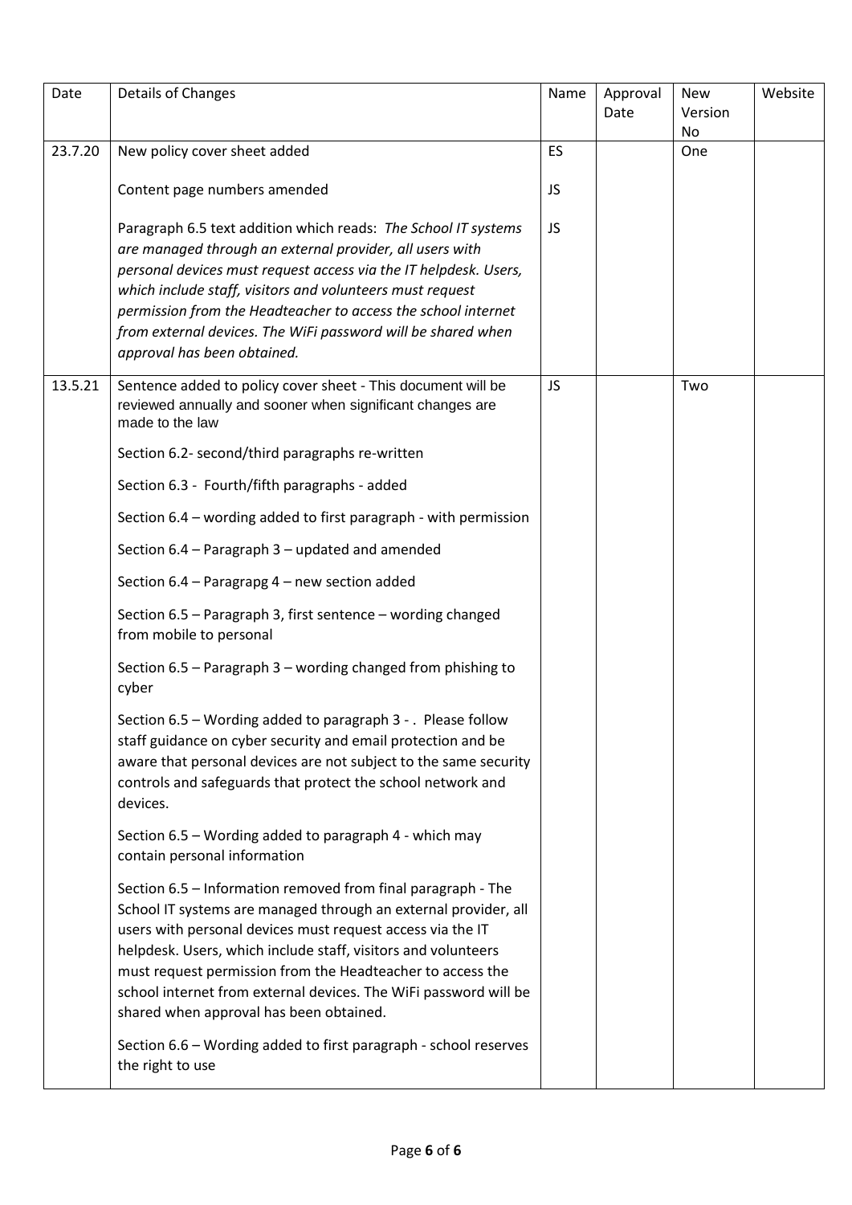| Date | Details of Changes | Name | Approval Date | New Version No | Website |
| --- | --- | --- | --- | --- | --- |
| 23.7.20 | New policy cover sheet added | ES | | One | |
| | Content page numbers amended | JS | | | |
| | Paragraph 6.5 text addition which reads: *The School IT systems are managed through an external provider, all users with personal devices must request access via the IT helpdesk. Users, which include staff, visitors and volunteers must request permission from the Headteacher to access the school internet from external devices. The WiFi password will be shared when approval has been obtained.* | JS | | | |
| 13.5.21 | Sentence added to policy cover sheet - This document will be reviewed annually and sooner when significant changes are made to the law | JS | | Two | |
| | Section 6.2- second/third paragraphs re-written | | | | |
| | Section 6.3 - Fourth/fifth paragraphs - added | | | | |
| | Section 6.4 – wording added to first paragraph - with permission | | | | |
| | Section 6.4 – Paragraph 3 – updated and amended | | | | |
| | Section 6.4 – Paragrapg 4 – new section added | | | | |
| | Section 6.5 – Paragraph 3, first sentence – wording changed from mobile to personal | | | | |
| | Section 6.5 – Paragraph 3 – wording changed from phishing to cyber | | | | |
| | Section 6.5 – Wording added to paragraph 3 - . Please follow staff guidance on cyber security and email protection and be aware that personal devices are not subject to the same security controls and safeguards that protect the school network and devices. | | | | |
| | Section 6.5 – Wording added to paragraph 4 - which may contain personal information | | | | |
| | Section 6.5 – Information removed from final paragraph - The School IT systems are managed through an external provider, all users with personal devices must request access via the IT helpdesk. Users, which include staff, visitors and volunteers must request permission from the Headteacher to access the school internet from external devices. The WiFi password will be shared when approval has been obtained. | | | | |
| | Section 6.6 – Wording added to first paragraph - school reserves the right to use | | | | |